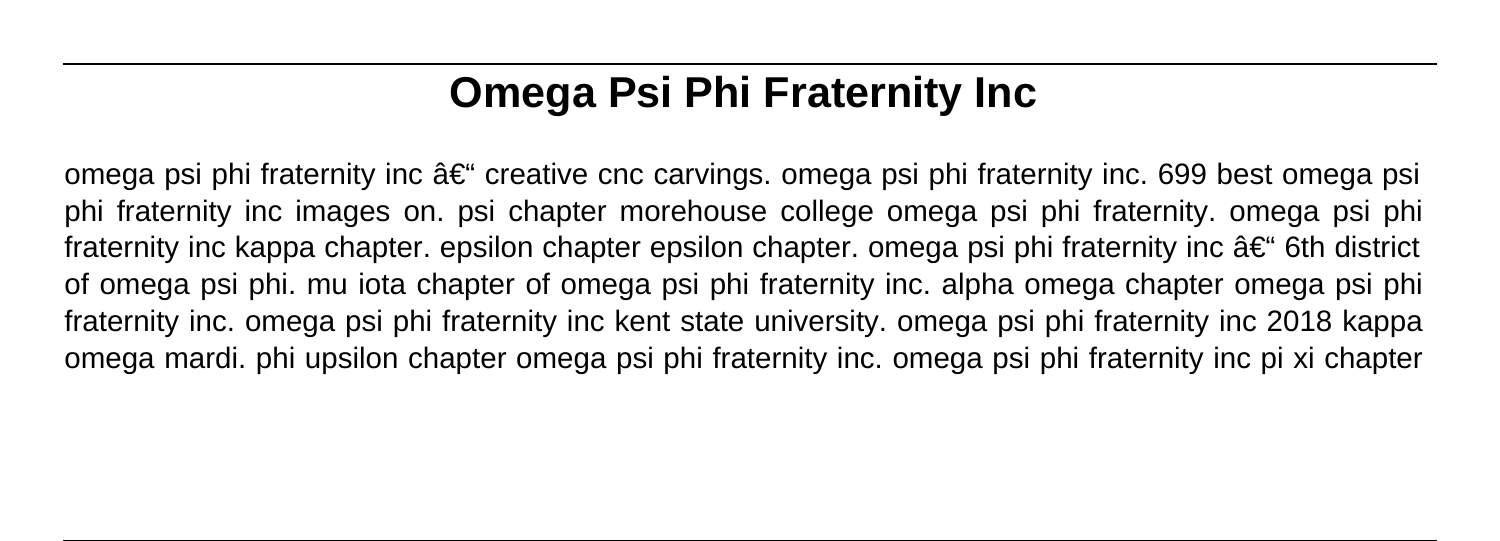# Omega Psi Phi Fraternity Inc

omega psi phi fraternity inc â€“ creative cnc carvings. omega psi phi fraternity inc. 699 best omega psi phi fraternity inc images on. psi chapter morehouse college omega psi phi fraternity. omega psi phi fraternity inc kappa chapter. epsilon chapter epsilon chapter. omega psi phi fraternity inc â€“ 6th district of omega psi phi. mu iota chapter of omega psi phi fraternity inc. alpha omega chapter omega psi phi fraternity inc. omega psi phi fraternity inc kent state university. omega psi phi fraternity inc 2018 kappa omega mardi. phi upsilon chapter omega psi phi fraternity inc. omega psi phi fraternity inc pi xi chapter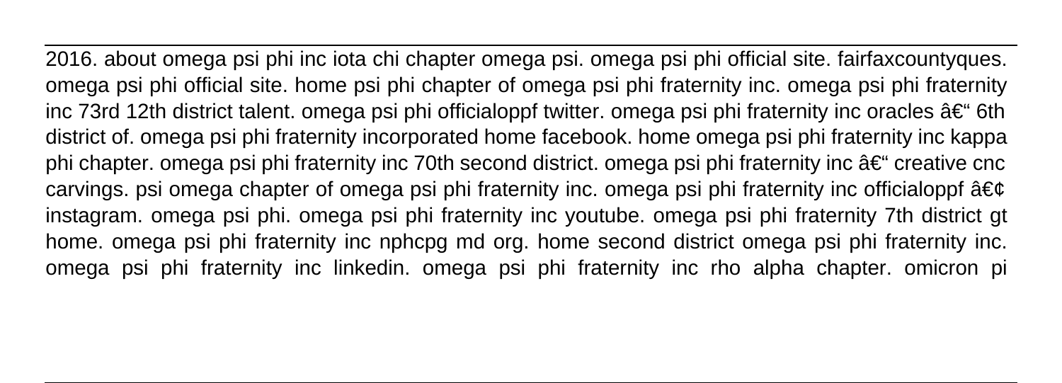2016. about omega psi phi inc iota chi chapter omega psi. omega psi phi official site. fairfaxcountyques. omega psi phi official site. home psi phi chapter of omega psi phi fraternity inc. omega psi phi fraternity inc 73rd 12th district talent. omega psi phi officialoppf twitter. omega psi phi fraternity inc oracles â€“ 6th district of. omega psi phi fraternity incorporated home facebook. home omega psi phi fraternity inc kappa phi chapter. omega psi phi fraternity inc 70th second district. omega psi phi fraternity inc â€“ creative cnc carvings. psi omega chapter of omega psi phi fraternity inc. omega psi phi fraternity inc officialoppf â€¢ instagram. omega psi phi. omega psi phi fraternity inc youtube. omega psi phi fraternity 7th district gt home. omega psi phi fraternity inc nphcpg md org. home second district omega psi phi fraternity inc. omega psi phi fraternity inc linkedin. omega psi phi fraternity inc rho alpha chapter. omicron pi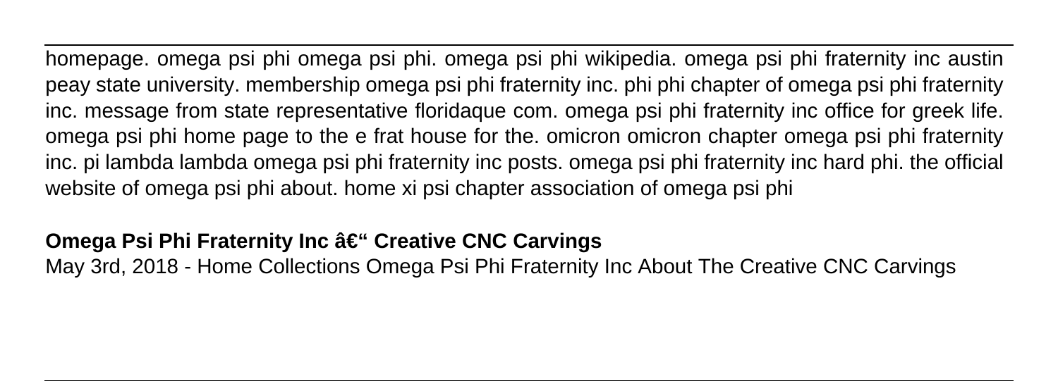homepage. omega psi phi omega psi phi. omega psi phi wikipedia. omega psi phi fraternity inc austin peay state university. membership omega psi phi fraternity inc. phi phi chapter of omega psi phi fraternity inc. message from state representative floridaque com. omega psi phi fraternity inc office for greek life. omega psi phi home page to the e frat house for the. omicron omicron chapter omega psi phi fraternity inc. pi lambda lambda omega psi phi fraternity inc posts. omega psi phi fraternity inc hard phi. the official website of omega psi phi about. home xi psi chapter association of omega psi phi

**Omega Psi Phi Fraternity Inc â€" Creative CNC Carvings**

May 3rd, 2018 - Home Collections Omega Psi Phi Fraternity Inc About The Creative CNC Carvings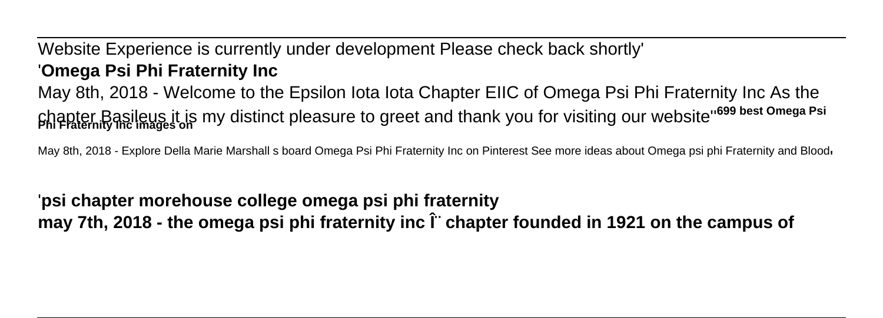Website Experience is currently under development Please check back shortly'

'**Omega Psi Phi Fraternity Inc**

May 8th, 2018 - Welcome to the Epsilon Iota Iota Chapter EIIC of Omega Psi Phi Fraternity Inc As the chapter Basileus it is my distinct pleasure to greet and thank you for visiting our website''**699 best Omega Psi Phi Fraternity Inc images on**

May 8th, 2018 - Explore Della Marie Marshall s board Omega Psi Phi Fraternity Inc on Pinterest See more ideas about Omega psi phi Fraternity and Blood'

'**psi chapter morehouse college omega psi phi fraternity**

**may 7th, 2018 - the omega psi phi fraternity inc Î¨ chapter founded in 1921 on the campus of**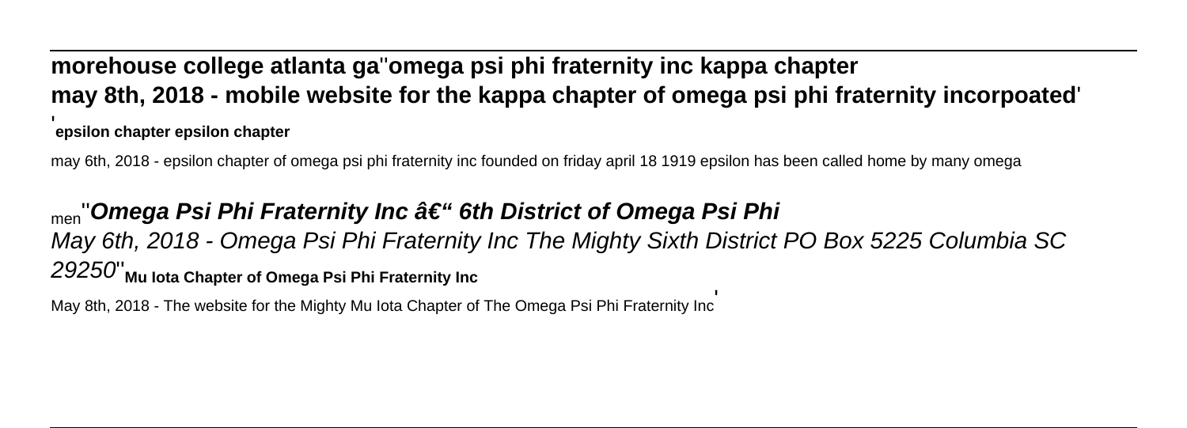**morehouse college atlanta ga''omega psi phi fraternity inc kappa chapter may 8th, 2018 - mobile website for the kappa chapter of omega psi phi fraternity incorpoated'**

'**epsilon chapter epsilon chapter**

may 6th, 2018 - epsilon chapter of omega psi phi fraternity inc founded on friday april 18 1919 epsilon has been called home by many omega

men''***Omega Psi Phi Fraternity Inc â€" 6th District of Omega Psi Phi***

*May 6th, 2018 - Omega Psi Phi Fraternity Inc The Mighty Sixth District PO Box 5225 Columbia SC 29250*''**Mu Iota Chapter of Omega Psi Phi Fraternity Inc**

May 8th, 2018 - The website for the Mighty Mu Iota Chapter of The Omega Psi Phi Fraternity Inc'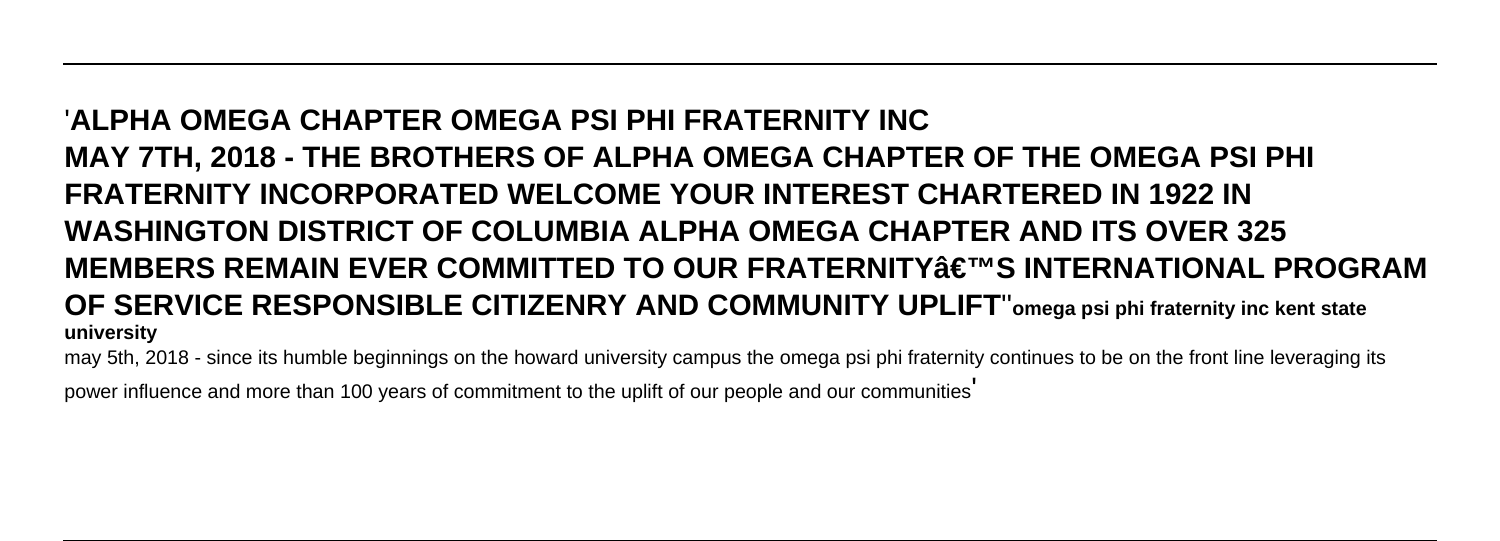'**ALPHA OMEGA CHAPTER OMEGA PSI PHI FRATERNITY INC**
**MAY 7TH, 2018 - THE BROTHERS OF ALPHA OMEGA CHAPTER OF THE OMEGA PSI PHI FRATERNITY INCORPORATED WELCOME YOUR INTEREST CHARTERED IN 1922 IN WASHINGTON DISTRICT OF COLUMBIA ALPHA OMEGA CHAPTER AND ITS OVER 325 MEMBERS REMAIN EVER COMMITTED TO OUR FRATERNITYâ€™S INTERNATIONAL PROGRAM OF SERVICE RESPONSIBLE CITIZENRY AND COMMUNITY UPLIFT**''**omega psi phi fraternity inc kent state university**
may 5th, 2018 - since its humble beginnings on the howard university campus the omega psi phi fraternity continues to be on the front line leveraging its power influence and more than 100 years of commitment to the uplift of our people and our communities'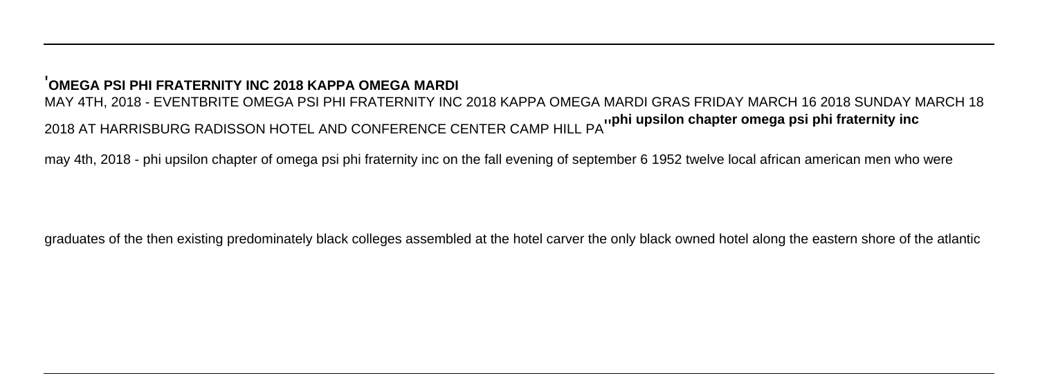'**OMEGA PSI PHI FRATERNITY INC 2018 KAPPA OMEGA MARDI**

MAY 4TH, 2018 - EVENTBRITE OMEGA PSI PHI FRATERNITY INC 2018 KAPPA OMEGA MARDI GRAS FRIDAY MARCH 16 2018 SUNDAY MARCH 18 2018 AT HARRISBURG RADISSON HOTEL AND CONFERENCE CENTER CAMP HILL PA''**phi upsilon chapter omega psi phi fraternity inc**

may 4th, 2018 - phi upsilon chapter of omega psi phi fraternity inc on the fall evening of september 6 1952 twelve local african american men who were graduates of the then existing predominately black colleges assembled at the hotel carver the only black owned hotel along the eastern shore of the atlantic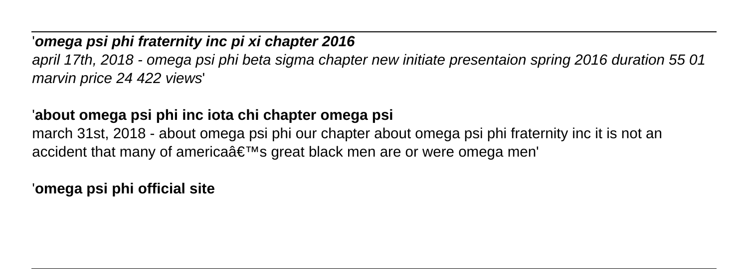'***omega psi phi fraternity inc pi xi chapter 2016***

*april 17th, 2018 - omega psi phi beta sigma chapter new initiate presentaion spring 2016 duration 55 01 marvin price 24 422 views*'

'**about omega psi phi inc iota chi chapter omega psi**

march 31st, 2018 - about omega psi phi our chapter about omega psi phi fraternity inc it is not an accident that many of americaâ€™s great black men are or were omega men'

'**omega psi phi official site**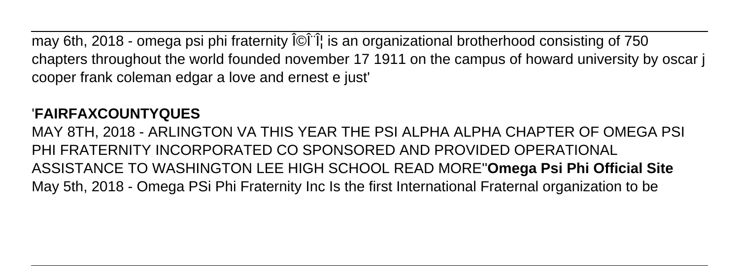may 6th, 2018 - omega psi phi fraternity Î©Î¨Î¦ is an organizational brotherhood consisting of 750 chapters throughout the world founded november 17 1911 on the campus of howard university by oscar j cooper frank coleman edgar a love and ernest e just'

'**FAIRFAXCOUNTYQUES**

MAY 8TH, 2018 - ARLINGTON VA THIS YEAR THE PSI ALPHA ALPHA CHAPTER OF OMEGA PSI PHI FRATERNITY INCORPORATED CO SPONSORED AND PROVIDED OPERATIONAL ASSISTANCE TO WASHINGTON LEE HIGH SCHOOL READ MORE''**Omega Psi Phi Official Site**

May 5th, 2018 - Omega PSi Phi Fraternity Inc Is the first International Fraternal organization to be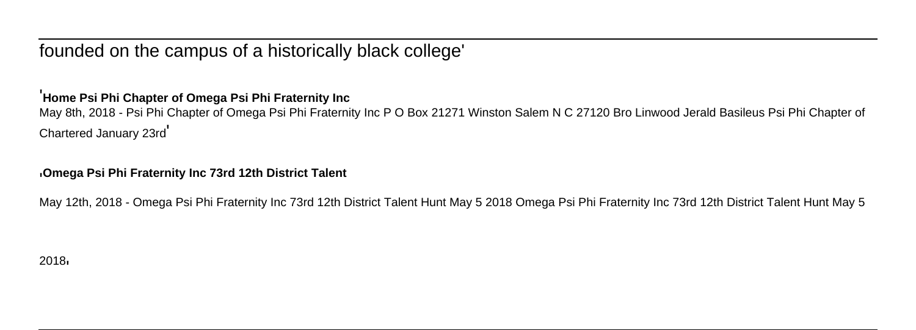founded on the campus of a historically black college'

'**Home Psi Phi Chapter of Omega Psi Phi Fraternity Inc**

May 8th, 2018 - Psi Phi Chapter of Omega Psi Phi Fraternity Inc P O Box 21271 Winston Salem N C 27120 Bro Linwood Jerald Basileus Psi Phi Chapter of Chartered January 23rd'

'**Omega Psi Phi Fraternity Inc 73rd 12th District Talent**

May 12th, 2018 - Omega Psi Phi Fraternity Inc 73rd 12th District Talent Hunt May 5 2018 Omega Psi Phi Fraternity Inc 73rd 12th District Talent Hunt May 5 2018'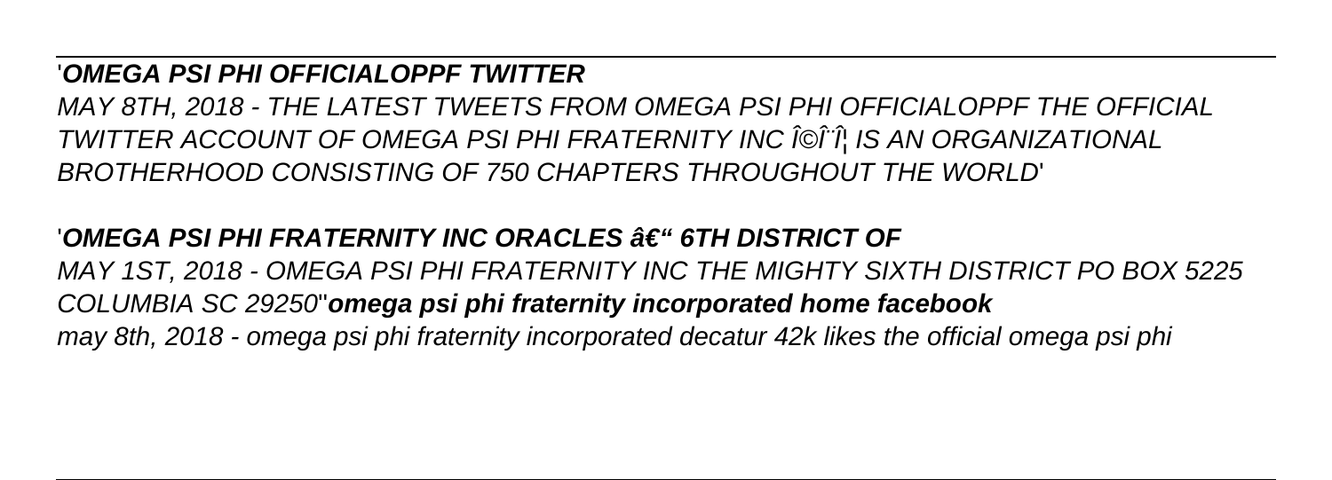'***OMEGA PSI PHI OFFICIALOPPF TWITTER***

*MAY 8TH, 2018 - THE LATEST TWEETS FROM OMEGA PSI PHI OFFICIALOPPF THE OFFICIAL TWITTER ACCOUNT OF OMEGA PSI PHI FRATERNITY INC Î©Î¨Î¦ IS AN ORGANIZATIONAL BROTHERHOOD CONSISTING OF 750 CHAPTERS THROUGHOUT THE WORLD*'

'***OMEGA PSI PHI FRATERNITY INC ORACLES â€" 6TH DISTRICT OF***

*MAY 1ST, 2018 - OMEGA PSI PHI FRATERNITY INC THE MIGHTY SIXTH DISTRICT PO BOX 5225 COLUMBIA SC 29250*''***omega psi phi fraternity incorporated home facebook***

*may 8th, 2018 - omega psi phi fraternity incorporated decatur 42k likes the official omega psi phi*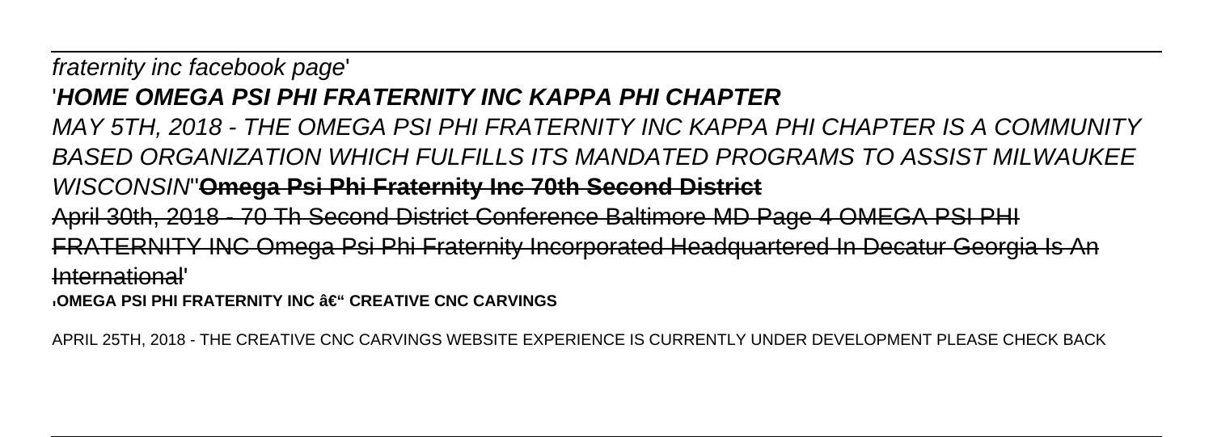*fraternity inc facebook page*'

'***HOME OMEGA PSI PHI FRATERNITY INC KAPPA PHI CHAPTER***

*MAY 5TH, 2018 - THE OMEGA PSI PHI FRATERNITY INC KAPPA PHI CHAPTER IS A COMMUNITY BASED ORGANIZATION WHICH FULFILLS ITS MANDATED PROGRAMS TO ASSIST MILWAUKEE WISCONSIN*''~~**Omega Psi Phi Fraternity Inc 70th Second District**~~

~~April 30th, 2018 - 70 Th Second District Conference Baltimore MD Page 4 OMEGA PSI PHI FRATERNITY INC Omega Psi Phi Fraternity Incorporated Headquartered In Decatur Georgia Is An International~~'

'**OMEGA PSI PHI FRATERNITY INC â€“ CREATIVE CNC CARVINGS**

APRIL 25TH, 2018 - THE CREATIVE CNC CARVINGS WEBSITE EXPERIENCE IS CURRENTLY UNDER DEVELOPMENT PLEASE CHECK BACK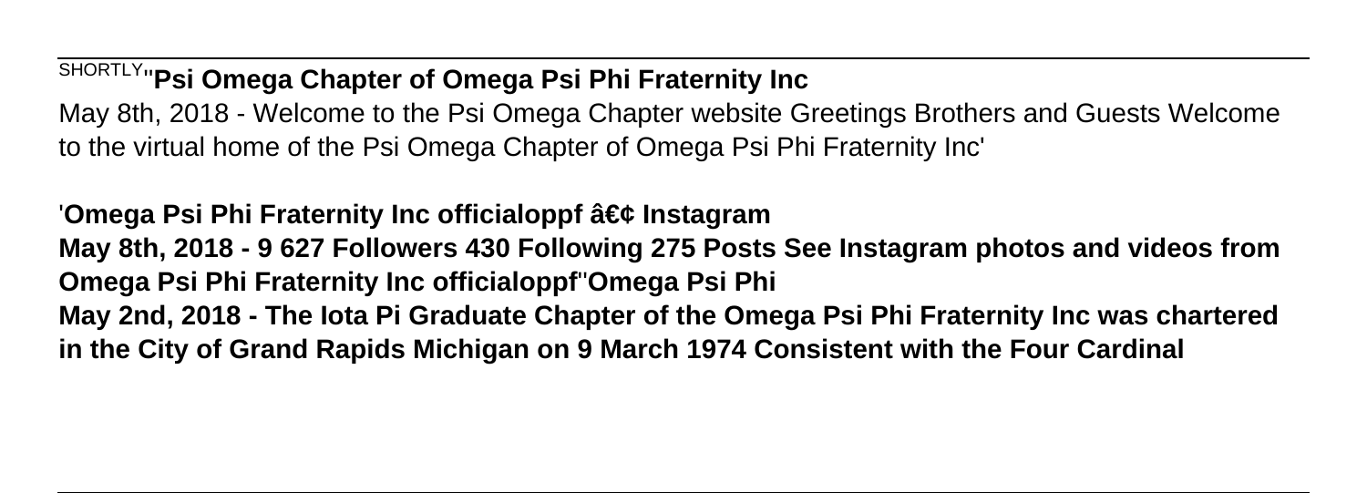SHORTLY''**Psi Omega Chapter of Omega Psi Phi Fraternity Inc**

May 8th, 2018 - Welcome to the Psi Omega Chapter website Greetings Brothers and Guests Welcome to the virtual home of the Psi Omega Chapter of Omega Psi Phi Fraternity Inc'

'**Omega Psi Phi Fraternity Inc officialoppf â€¢ Instagram**

**May 8th, 2018 - 9 627 Followers 430 Following 275 Posts See Instagram photos and videos from Omega Psi Phi Fraternity Inc officialoppf**''**Omega Psi Phi**

**May 2nd, 2018 - The Iota Pi Graduate Chapter of the Omega Psi Phi Fraternity Inc was chartered in the City of Grand Rapids Michigan on 9 March 1974 Consistent with the Four Cardinal**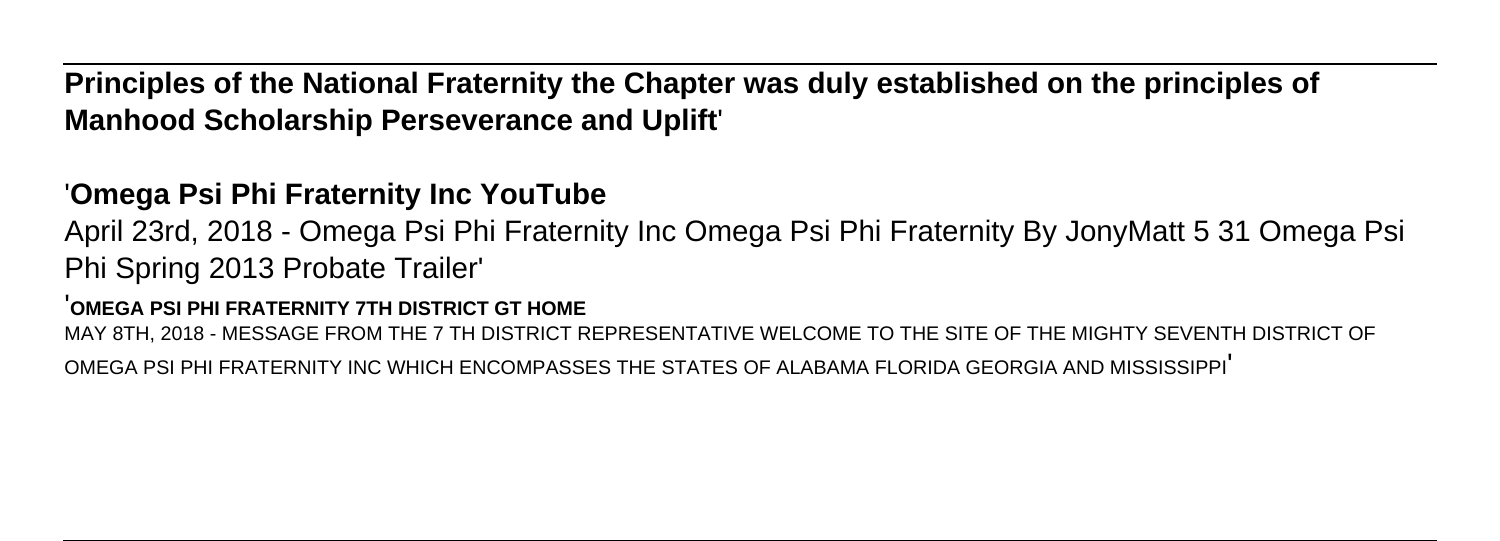**Principles of the National Fraternity the Chapter was duly established on the principles of Manhood Scholarship Perseverance and Uplift**'

'**Omega Psi Phi Fraternity Inc YouTube**

April 23rd, 2018 - Omega Psi Phi Fraternity Inc Omega Psi Phi Fraternity By JonyMatt 5 31 Omega Psi Phi Spring 2013 Probate Trailer'

'**OMEGA PSI PHI FRATERNITY 7TH DISTRICT GT HOME**

MAY 8TH, 2018 - MESSAGE FROM THE 7 TH DISTRICT REPRESENTATIVE WELCOME TO THE SITE OF THE MIGHTY SEVENTH DISTRICT OF OMEGA PSI PHI FRATERNITY INC WHICH ENCOMPASSES THE STATES OF ALABAMA FLORIDA GEORGIA AND MISSISSIPPI'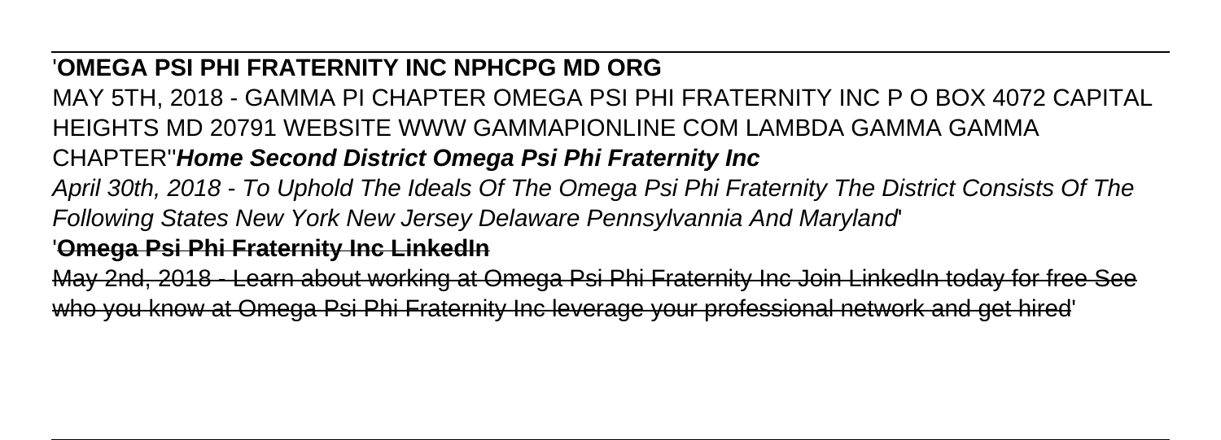'**OMEGA PSI PHI FRATERNITY INC NPHCPG MD ORG**

MAY 5TH, 2018 - GAMMA PI CHAPTER OMEGA PSI PHI FRATERNITY INC P O BOX 4072 CAPITAL HEIGHTS MD 20791 WEBSITE WWW GAMMAPIONLINE COM LAMBDA GAMMA GAMMA CHAPTER''***Home Second District Omega Psi Phi Fraternity Inc***

*April 30th, 2018 - To Uphold The Ideals Of The Omega Psi Phi Fraternity The District Consists Of The Following States New York New Jersey Delaware Pennsylvannia And Maryland*'

'**Omega Psi Phi Fraternity Inc LinkedIn**

~~May 2nd, 2018 - Learn about working at Omega Psi Phi Fraternity Inc Join LinkedIn today for free See who you know at Omega Psi Phi Fraternity Inc leverage your professional network and get hired'~~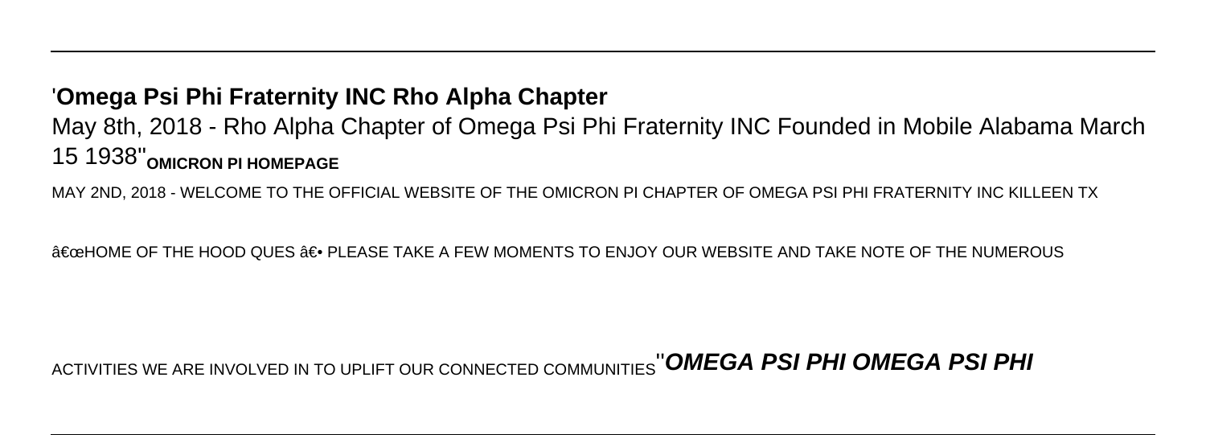'**Omega Psi Phi Fraternity INC Rho Alpha Chapter**

May 8th, 2018 - Rho Alpha Chapter of Omega Psi Phi Fraternity INC Founded in Mobile Alabama March 15 1938''**OMICRON PI HOMEPAGE**

MAY 2ND, 2018 - WELCOME TO THE OFFICIAL WEBSITE OF THE OMICRON PI CHAPTER OF OMEGA PSI PHI FRATERNITY INC KILLEEN TX

â€œHOME OF THE HOOD QUES â€• PLEASE TAKE A FEW MOMENTS TO ENJOY OUR WEBSITE AND TAKE NOTE OF THE NUMEROUS

ACTIVITIES WE ARE INVOLVED IN TO UPLIFT OUR CONNECTED COMMUNITIES''***OMEGA PSI PHI OMEGA PSI PHI***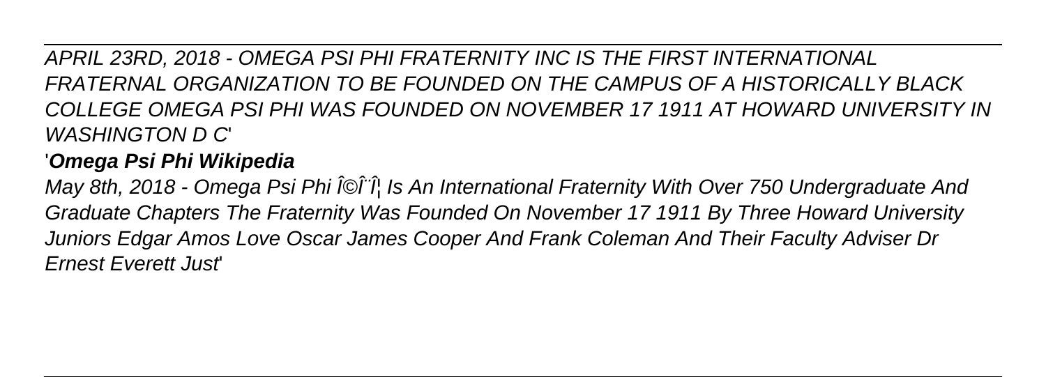*APRIL 23RD, 2018 - OMEGA PSI PHI FRATERNITY INC IS THE FIRST INTERNATIONAL FRATERNAL ORGANIZATION TO BE FOUNDED ON THE CAMPUS OF A HISTORICALLY BLACK COLLEGE OMEGA PSI PHI WAS FOUNDED ON NOVEMBER 17 1911 AT HOWARD UNIVERSITY IN WASHINGTON D C*'

'***Omega Psi Phi Wikipedia***

*May 8th, 2018 - Omega Psi Phi Î©Î¨Î¦ Is An International Fraternity With Over 750 Undergraduate And Graduate Chapters The Fraternity Was Founded On November 17 1911 By Three Howard University Juniors Edgar Amos Love Oscar James Cooper And Frank Coleman And Their Faculty Adviser Dr Ernest Everett Just*'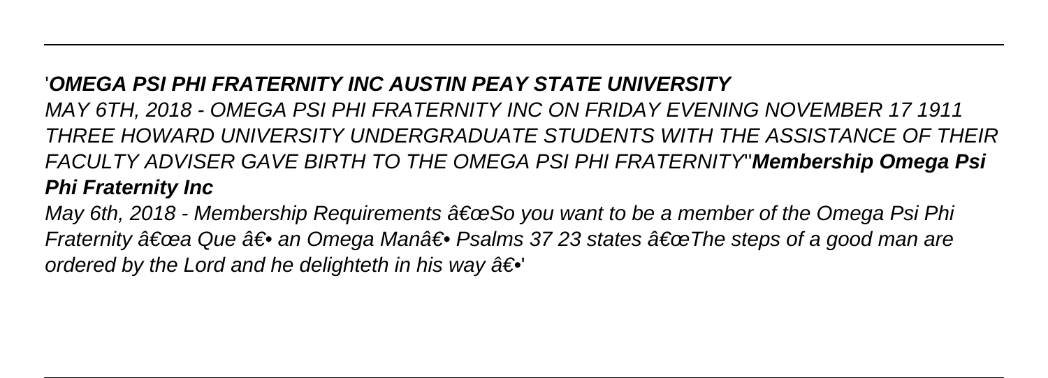'***OMEGA PSI PHI FRATERNITY INC AUSTIN PEAY STATE UNIVERSITY***

*MAY 6TH, 2018 - OMEGA PSI PHI FRATERNITY INC ON FRIDAY EVENING NOVEMBER 17 1911 THREE HOWARD UNIVERSITY UNDERGRADUATE STUDENTS WITH THE ASSISTANCE OF THEIR FACULTY ADVISER GAVE BIRTH TO THE OMEGA PSI PHI FRATERNITY*''***Membership Omega Psi Phi Fraternity Inc***

*May 6th, 2018 - Membership Requirements â€œSo you want to be a member of the Omega Psi Phi Fraternity â€œa Que â€• an Omega Manâ€• Psalms 37 23 states â€œThe steps of a good man are ordered by the Lord and he delighteth in his way â€•*'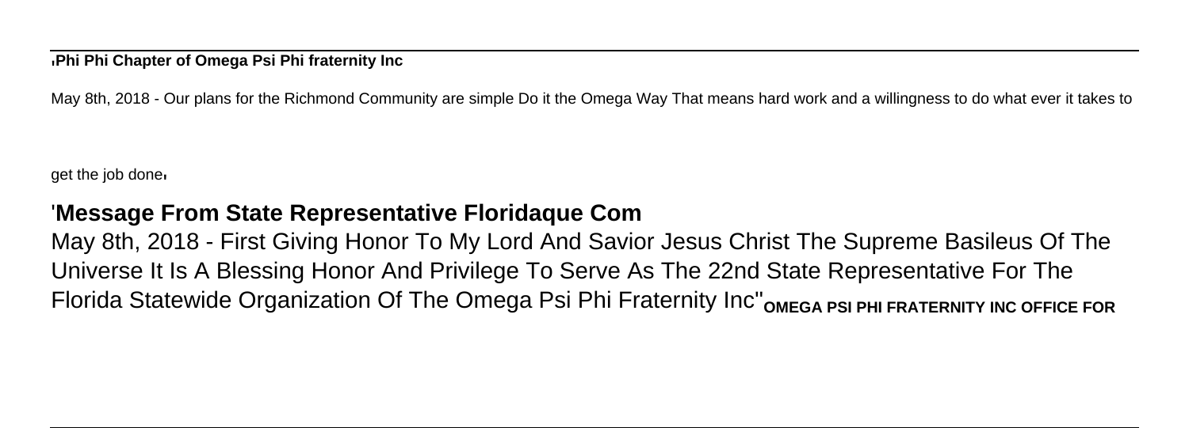'**Phi Phi Chapter of Omega Psi Phi fraternity Inc**

May 8th, 2018 - Our plans for the Richmond Community are simple Do it the Omega Way That means hard work and a willingness to do what ever it takes to get the job done'

'**Message From State Representative Floridaque Com**

May 8th, 2018 - First Giving Honor To My Lord And Savior Jesus Christ The Supreme Basileus Of The Universe It Is A Blessing Honor And Privilege To Serve As The 22nd State Representative For The Florida Statewide Organization Of The Omega Psi Phi Fraternity Inc''**OMEGA PSI PHI FRATERNITY INC OFFICE FOR**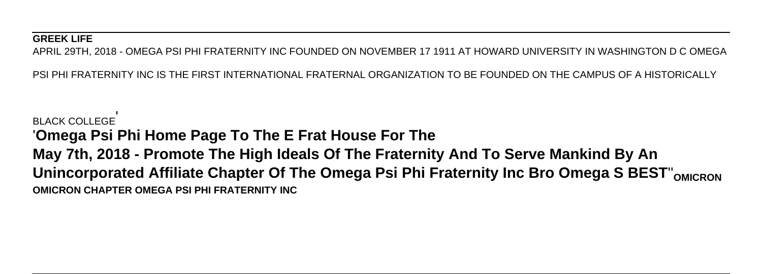**GREEK LIFE**

APRIL 29TH, 2018 - OMEGA PSI PHI FRATERNITY INC FOUNDED ON NOVEMBER 17 1911 AT HOWARD UNIVERSITY IN WASHINGTON D C OMEGA PSI PHI FRATERNITY INC IS THE FIRST INTERNATIONAL FRATERNAL ORGANIZATION TO BE FOUNDED ON THE CAMPUS OF A HISTORICALLY BLACK COLLEGE'

'**Omega Psi Phi Home Page To The E Frat House For The**

**May 7th, 2018 - Promote The High Ideals Of The Fraternity And To Serve Mankind By An Unincorporated Affiliate Chapter Of The Omega Psi Phi Fraternity Inc Bro Omega S BEST**''**OMICRON OMICRON CHAPTER OMEGA PSI PHI FRATERNITY INC**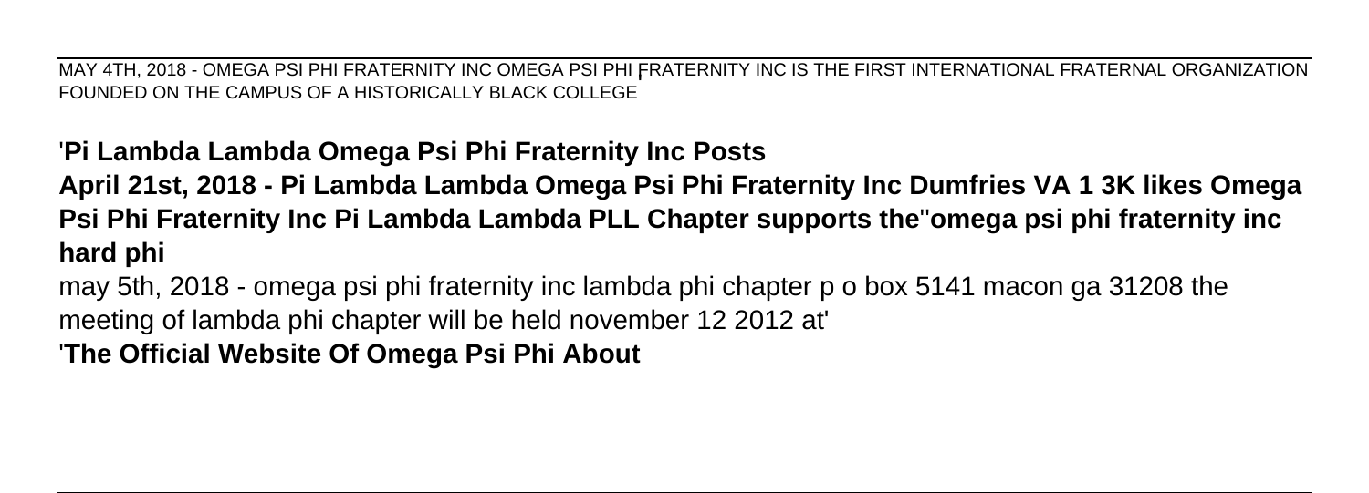MAY 4TH, 2018 - OMEGA PSI PHI FRATERNITY INC OMEGA PSI PHI FRATERNITY INC IS THE FIRST INTERNATIONAL FRATERNAL ORGANIZATION FOUNDED ON THE CAMPUS OF A HISTORICALLY BLACK COLLEGE

'**Pi Lambda Lambda Omega Psi Phi Fraternity Inc Posts**

**April 21st, 2018 - Pi Lambda Lambda Omega Psi Phi Fraternity Inc Dumfries VA 1 3K likes Omega Psi Phi Fraternity Inc Pi Lambda Lambda PLL Chapter supports the**''**omega psi phi fraternity inc hard phi**

may 5th, 2018 - omega psi phi fraternity inc lambda phi chapter p o box 5141 macon ga 31208 the meeting of lambda phi chapter will be held november 12 2012 at'

'**The Official Website Of Omega Psi Phi About**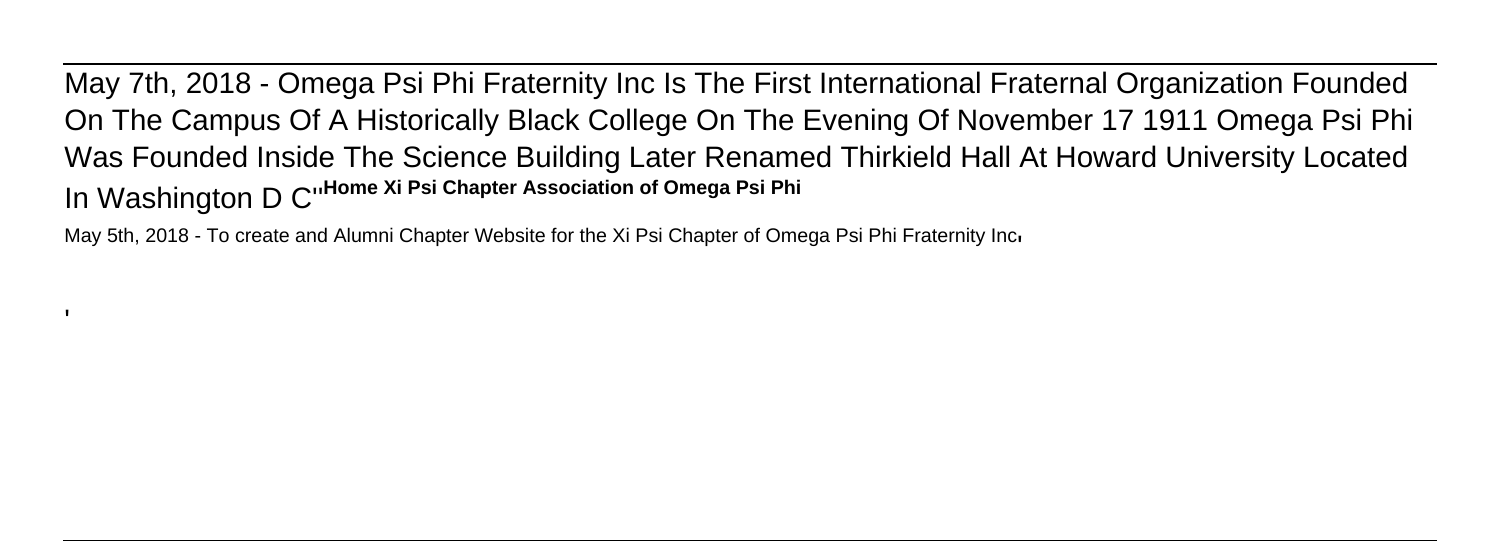May 7th, 2018 - Omega Psi Phi Fraternity Inc Is The First International Fraternal Organization Founded On The Campus Of A Historically Black College On The Evening Of November 17 1911 Omega Psi Phi Was Founded Inside The Science Building Later Renamed Thirkield Hall At Howard University Located In Washington D C''**Home Xi Psi Chapter Association of Omega Psi Phi**

May 5th, 2018 - To create and Alumni Chapter Website for the Xi Psi Chapter of Omega Psi Phi Fraternity Inc'

'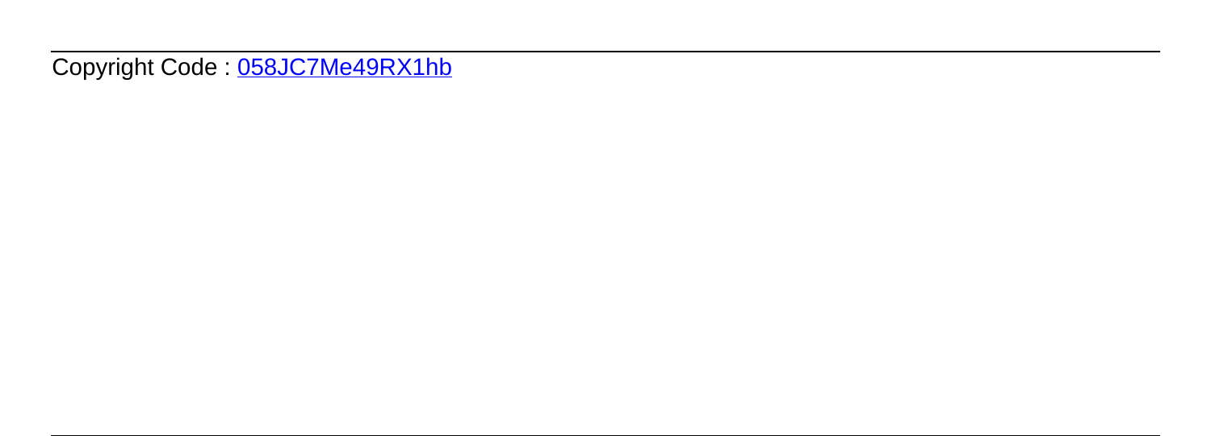Copyright Code : 058JC7Me49RX1hb